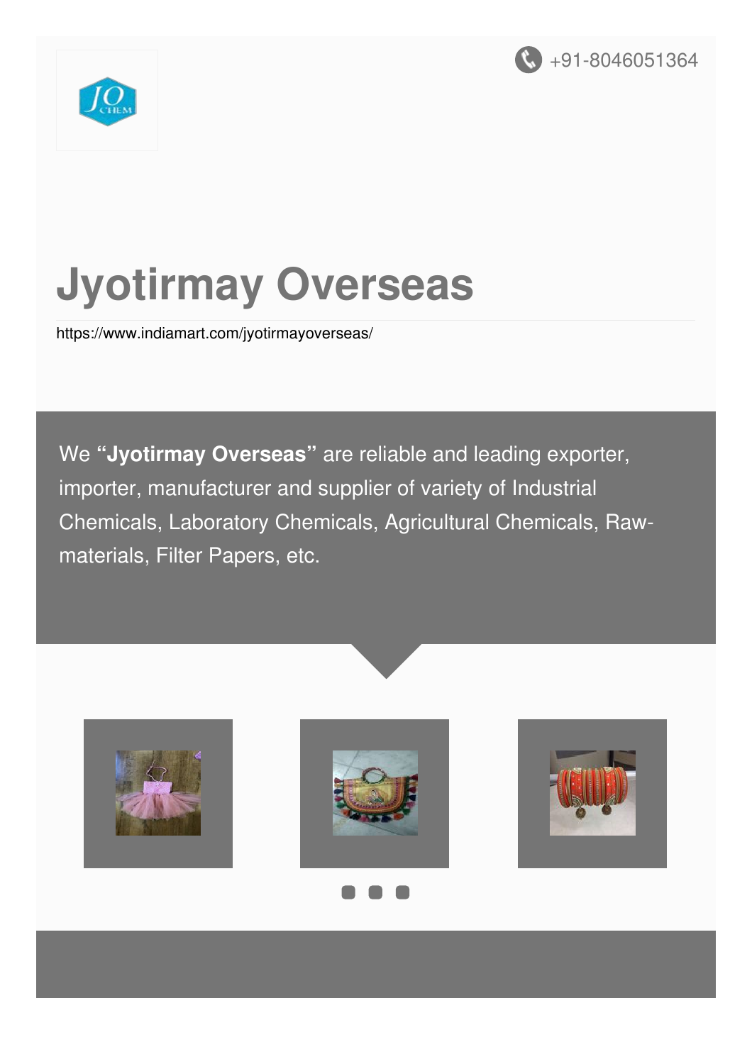+91-8046051364

# Jyotirmay Overseas

https://www.indiamart.com/jyotirmayoverseas/

We “**Jyotirmay Overseas**” are reliable and leading exporter, importer, manufacturer and supplier of variety of Industrial Chemicals, Laboratory Chemicals, Agricultural Chemicals, Raw-materials, Filter Papers, etc.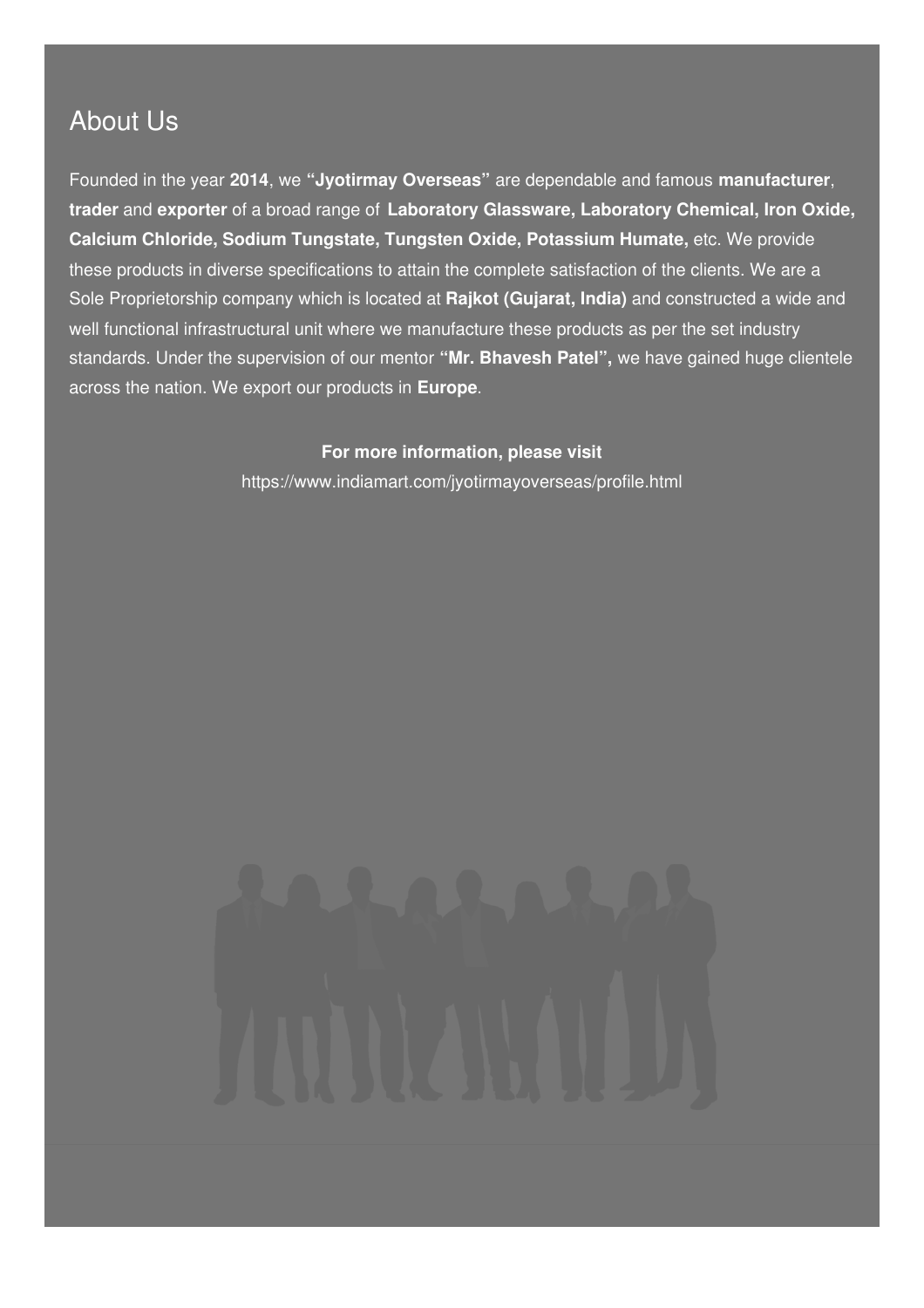## About Us

Founded in the year **2014**, we **"Jyotirmay Overseas"** are dependable and famous **manufacturer**, **trader** and **exporter** of a broad range of **Laboratory Glassware, Laboratory Chemical, Iron Oxide, Calcium Chloride, Sodium Tungstate, Tungsten Oxide, Potassium Humate,** etc. We provide these products in diverse specifications to attain the complete satisfaction of the clients. We are a Sole Proprietorship company which is located at **Rajkot (Gujarat, India)** and constructed a wide and well functional infrastructural unit where we manufacture these products as per the set industry standards. Under the supervision of our mentor **"Mr. Bhavesh Patel",** we have gained huge clientele across the nation. We export our products in **Europe**.

**For more information, please visit**

https://www.indiamart.com/jyotirmayoverseas/profile.html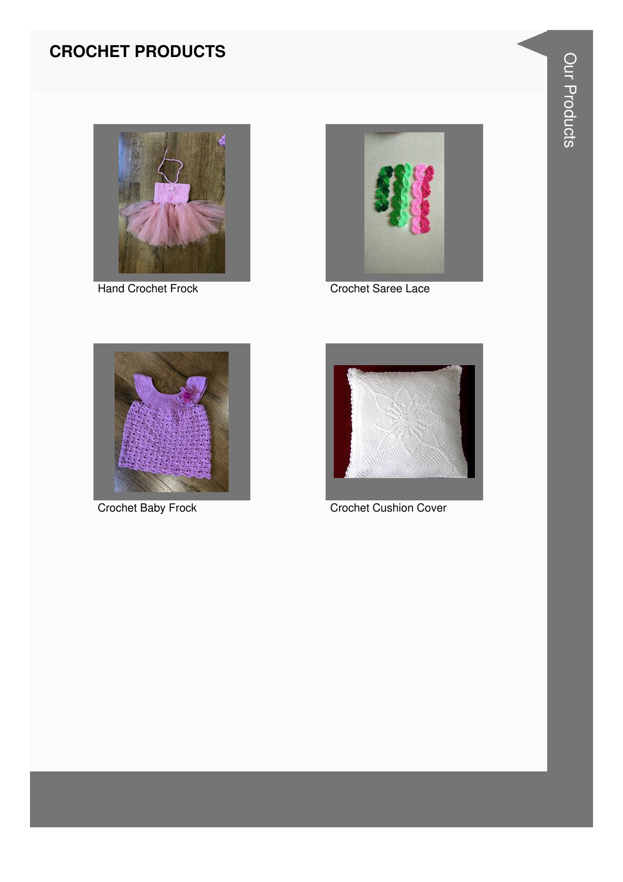## CROCHET PRODUCTS

Hand Crochet Frock

Crochet Saree Lace

Crochet Baby Frock

Crochet Cushion Cover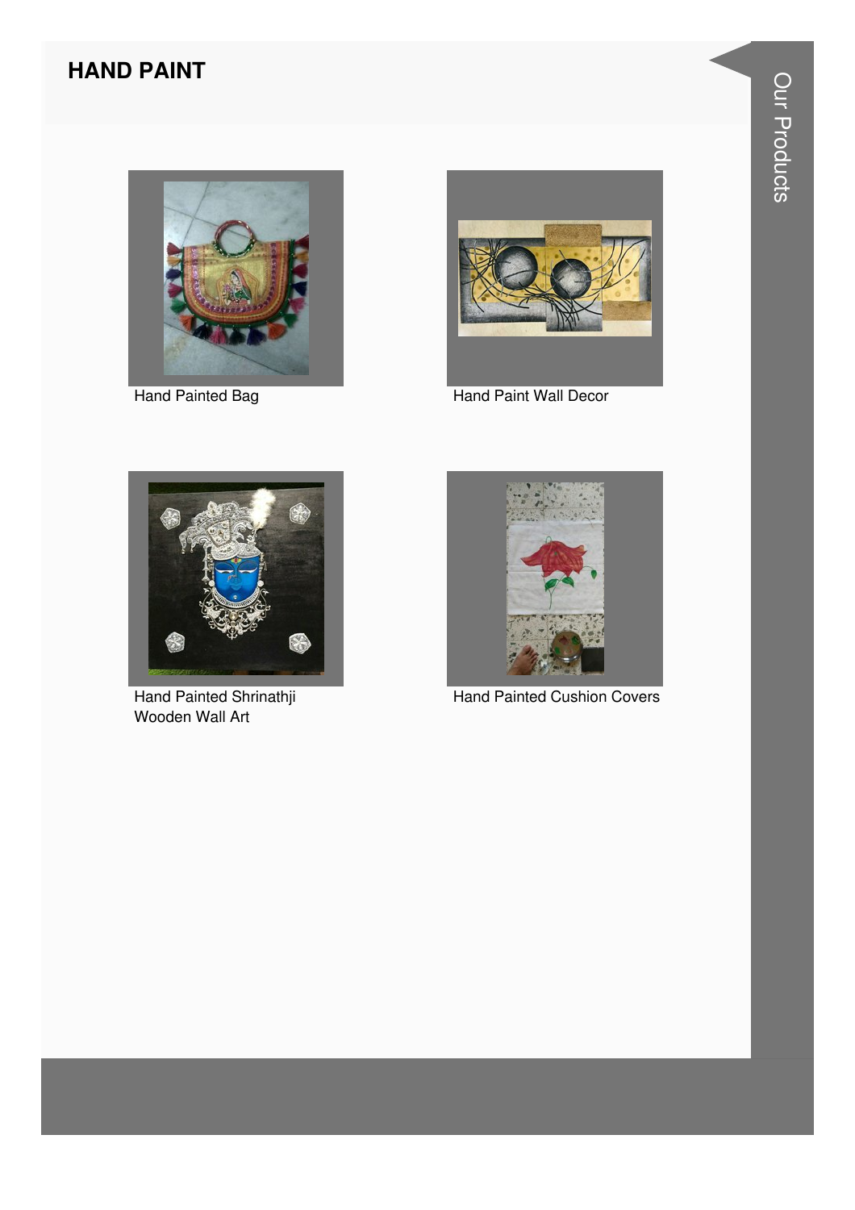## HAND PAINT

Hand Painted Bag

Hand Paint Wall Decor

Hand Painted Shrinathji Wooden Wall Art

Hand Painted Cushion Covers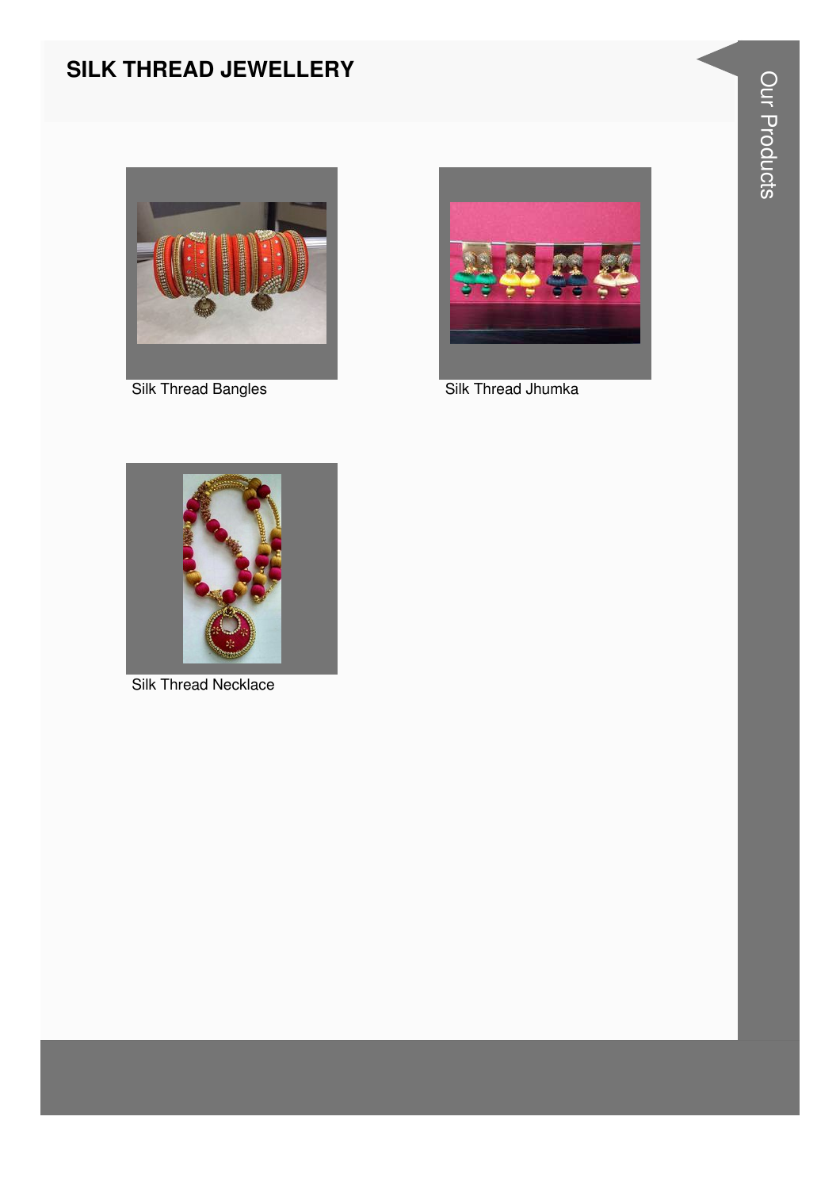# SILK THREAD JEWELLERY

Silk Thread Bangles

Silk Thread Jhumka

Silk Thread Necklace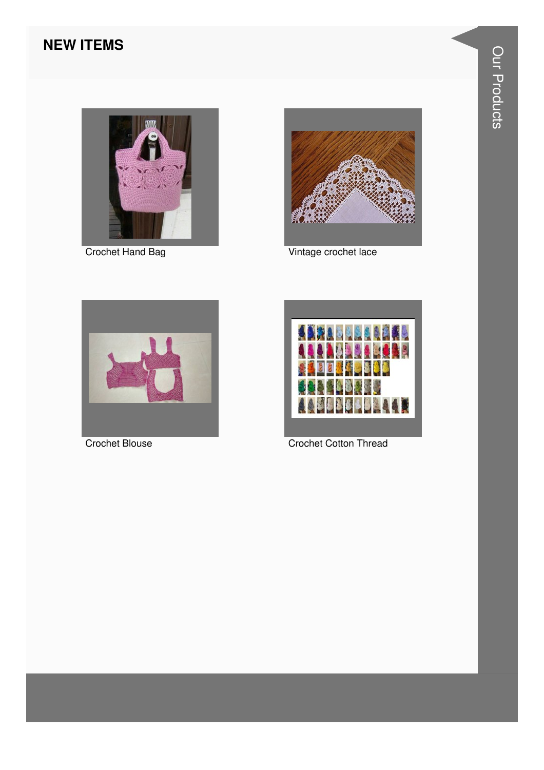## NEW ITEMS

Crochet Hand Bag

Vintage crochet lace

Crochet Blouse

Crochet Cotton Thread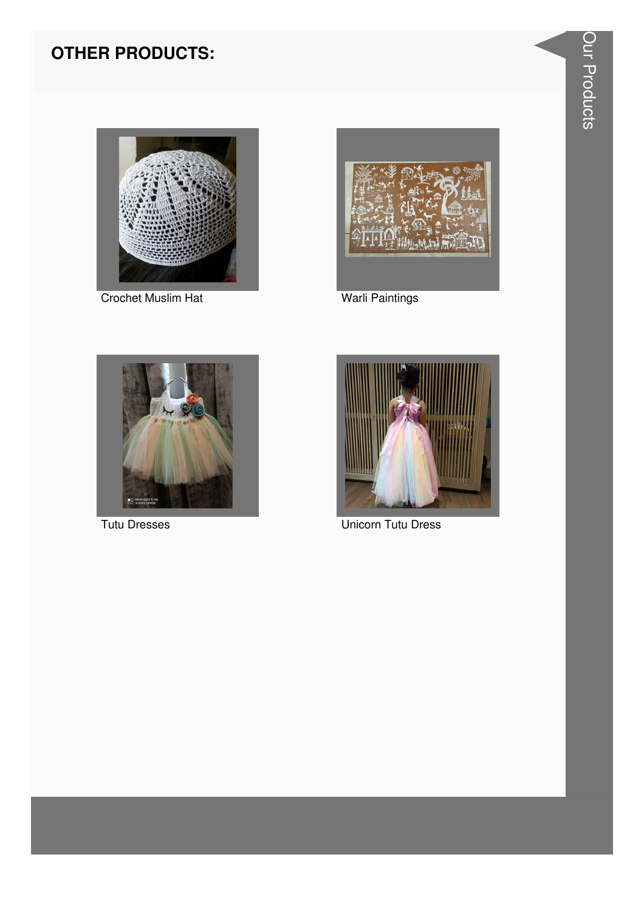## OTHER PRODUCTS:

Crochet Muslim Hat

Warli Paintings

Tutu Dresses

Unicorn Tutu Dress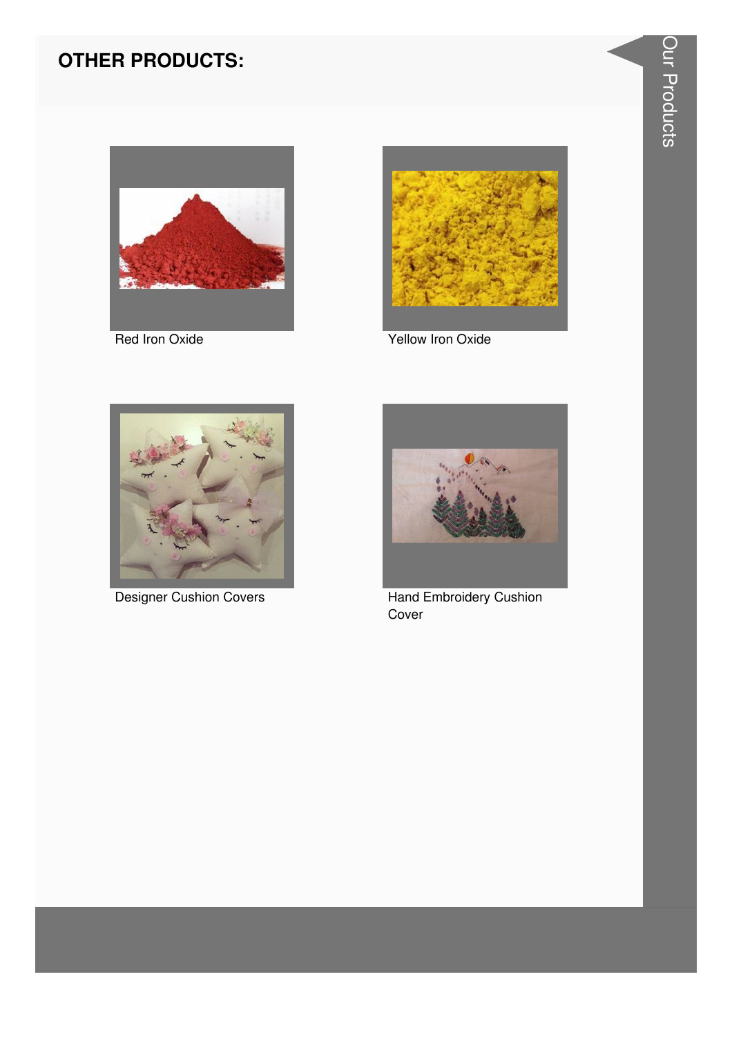## OTHER PRODUCTS:

Red Iron Oxide

Yellow Iron Oxide

Designer Cushion Covers

Hand Embroidery Cushion Cover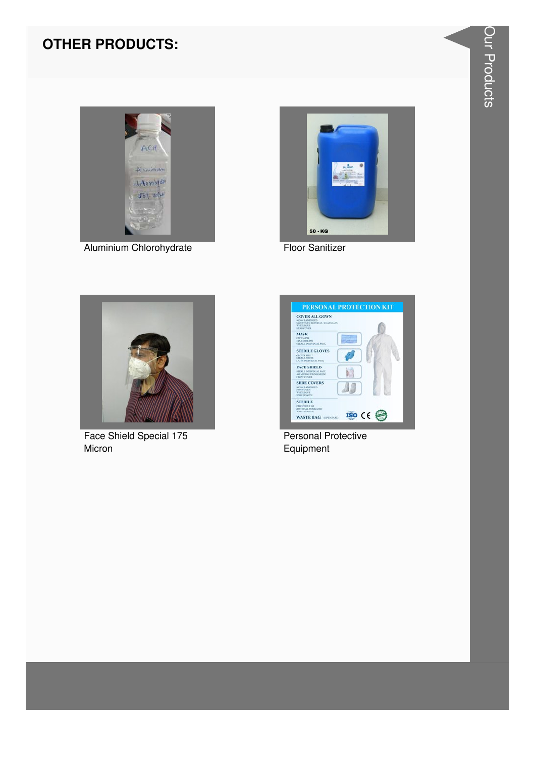## OTHER PRODUCTS:

Aluminium Chlorohydrate

Floor Sanitizer

Face Shield Special 175 Micron

Personal Protective Equipment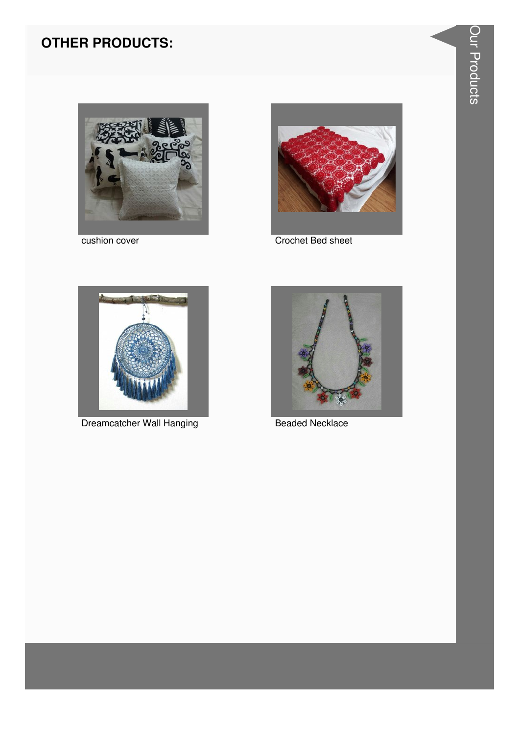## OTHER PRODUCTS:

cushion cover

Crochet Bed sheet

Dreamcatcher Wall Hanging

Beaded Necklace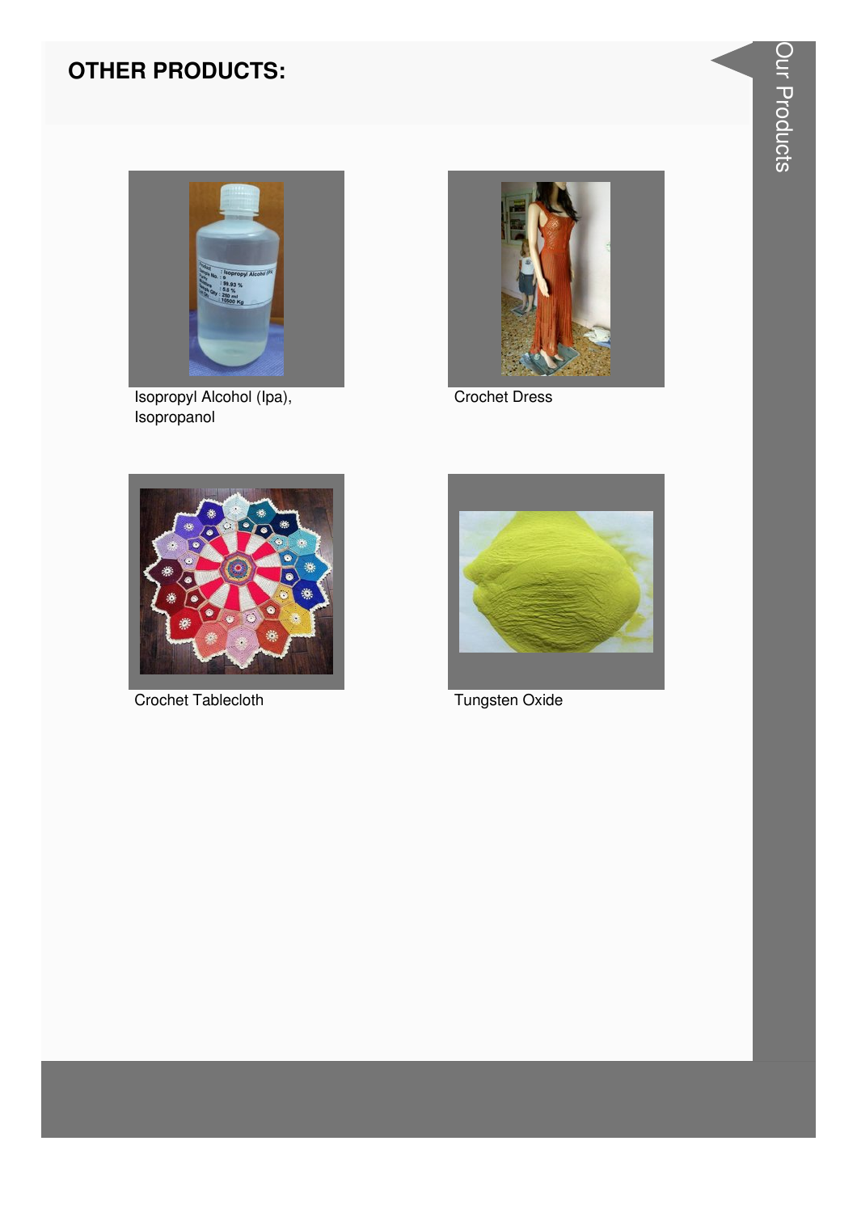## OTHER PRODUCTS:

Isopropyl Alcohol (Ipa), Isopropanol

Crochet Dress

Crochet Tablecloth

Tungsten Oxide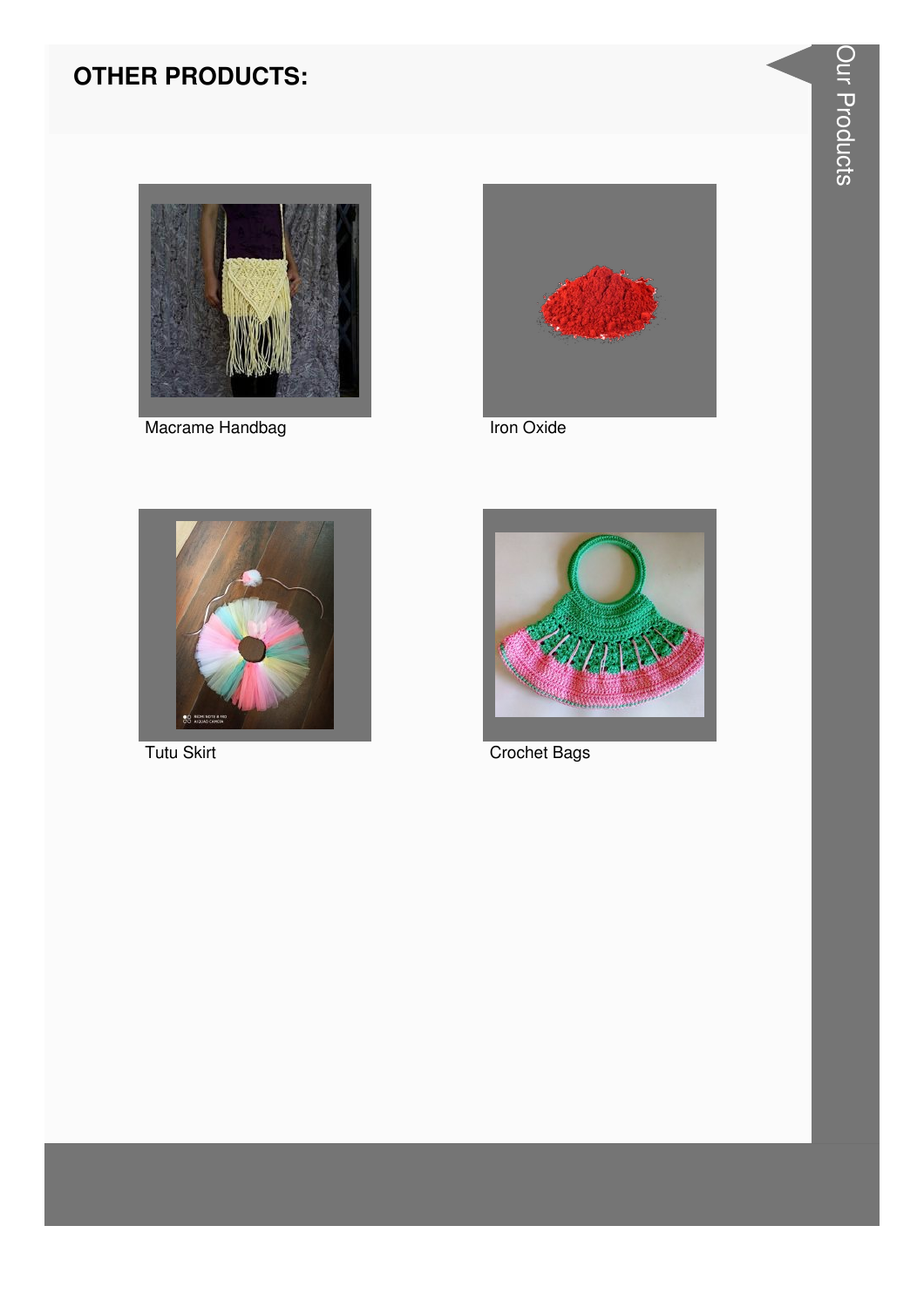## OTHER PRODUCTS:

Macrame Handbag

Iron Oxide

Tutu Skirt

Crochet Bags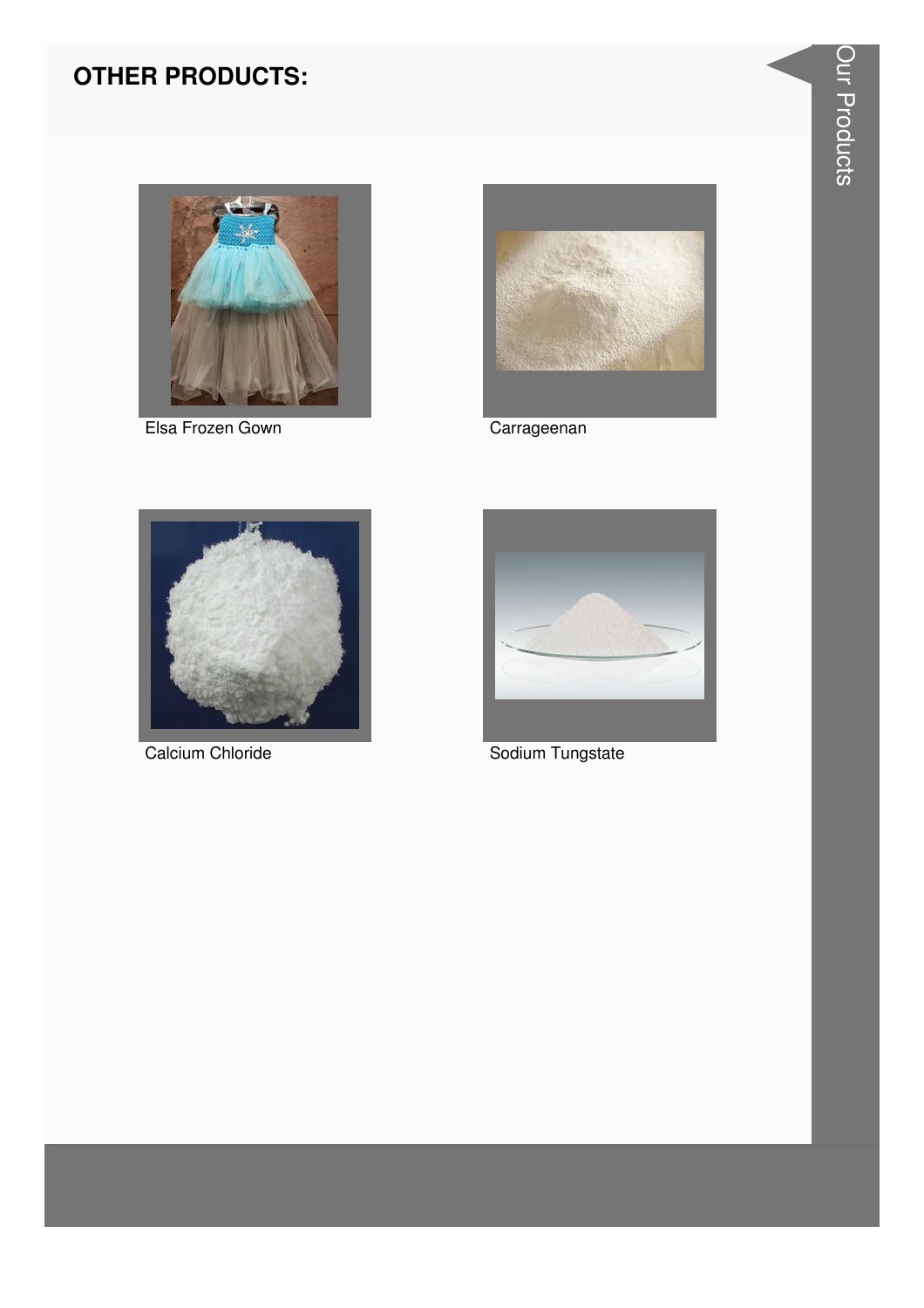## OTHER PRODUCTS:

Elsa Frozen Gown

Carrageenan

Calcium Chloride

Sodium Tungstate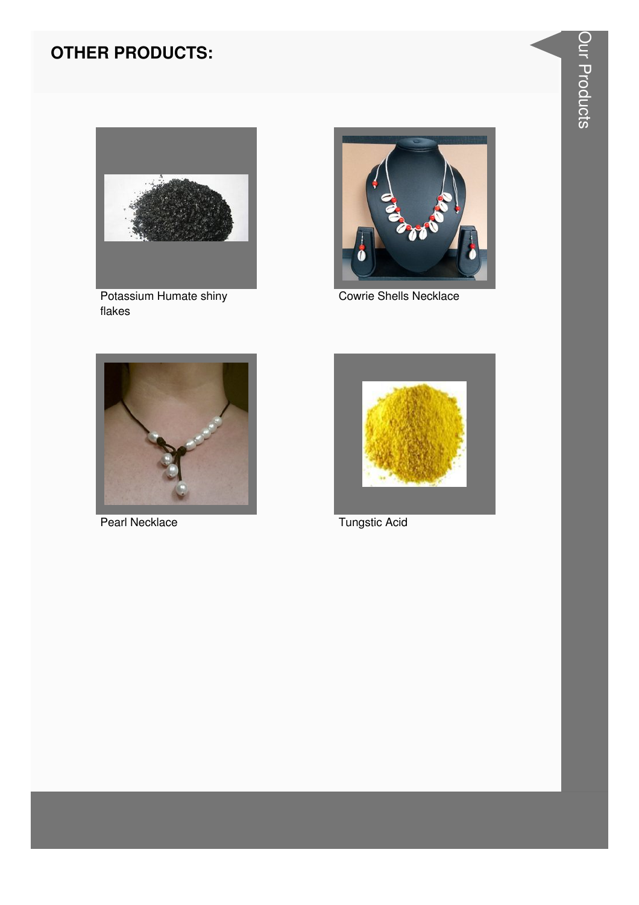## OTHER PRODUCTS:

Potassium Humate shiny flakes

Cowrie Shells Necklace

Pearl Necklace

Tungstic Acid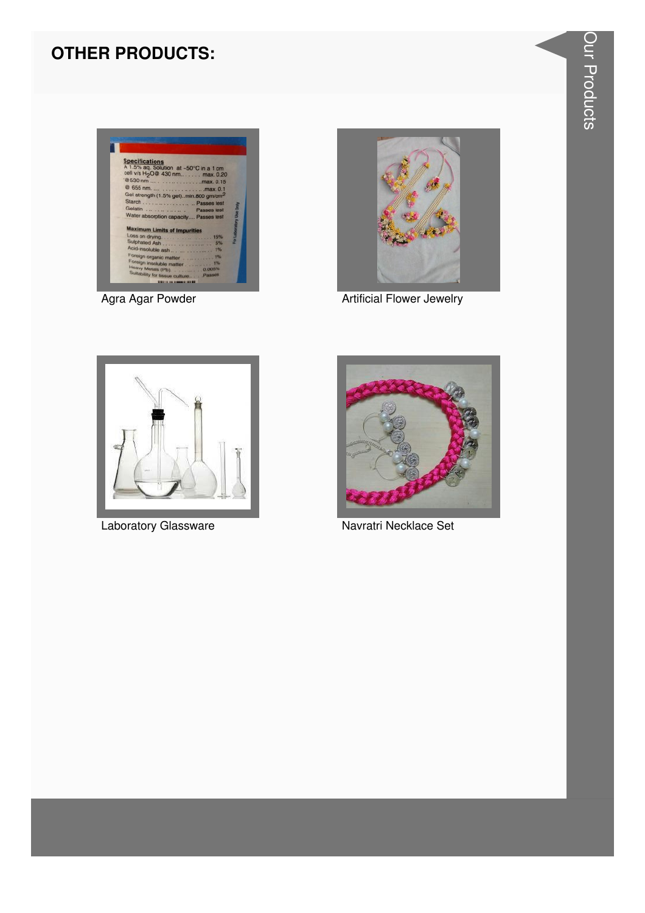## OTHER PRODUCTS:

Agra Agar Powder

Artificial Flower Jewelry

Laboratory Glassware

Navratri Necklace Set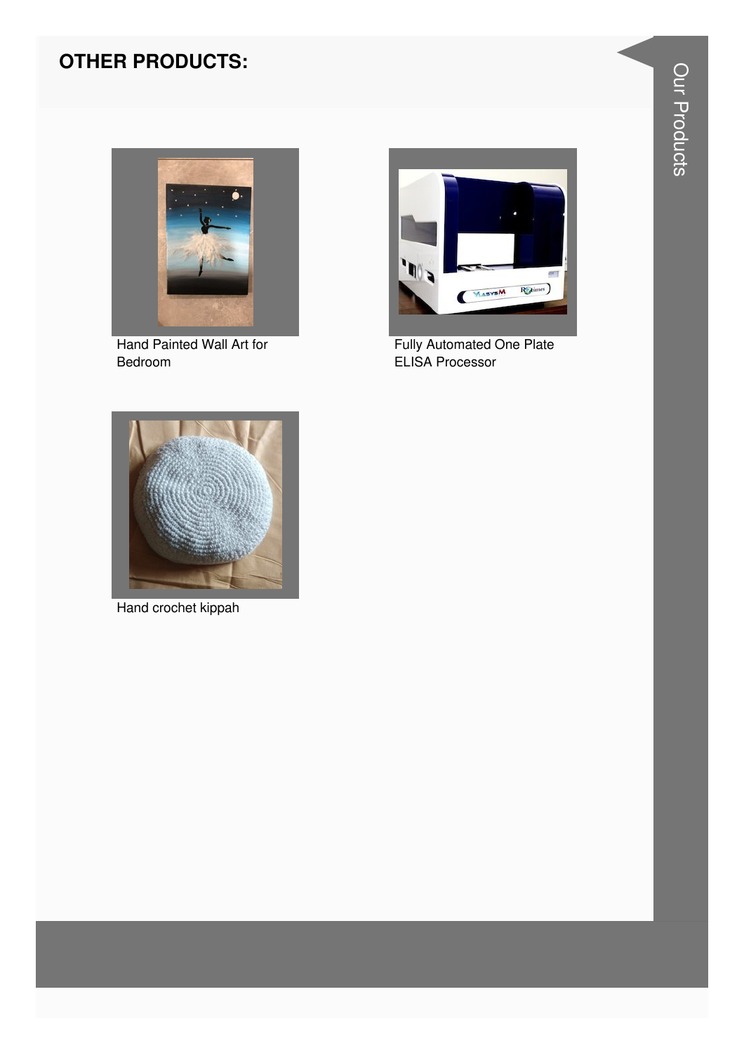## OTHER PRODUCTS:

Hand Painted Wall Art for Bedroom

Fully Automated One Plate ELISA Processor

Hand crochet kippah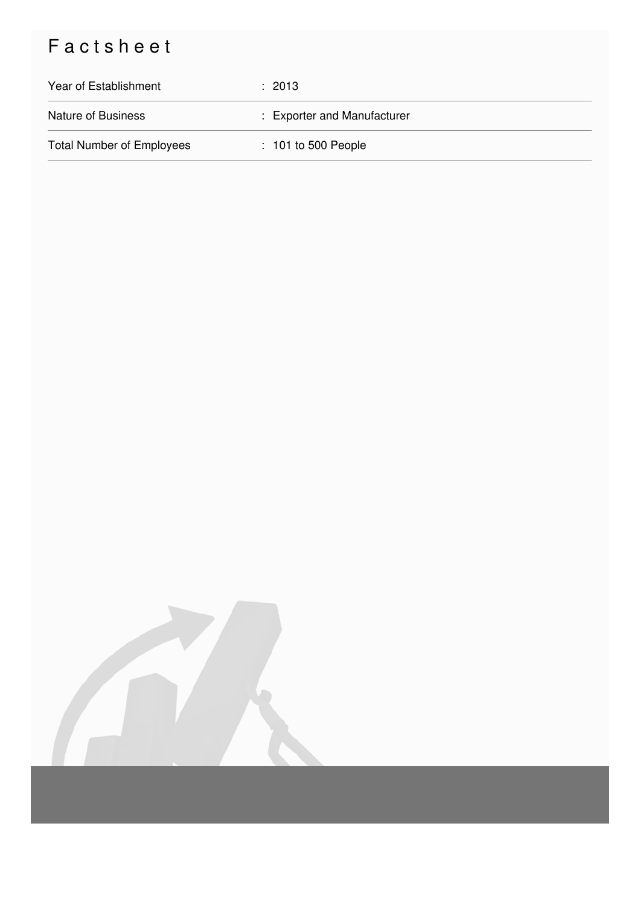# Factsheet

| | |
|---|---|
| Year of Establishment | : 2013 |
| Nature of Business | : Exporter and Manufacturer |
| Total Number of Employees | : 101 to 500 People |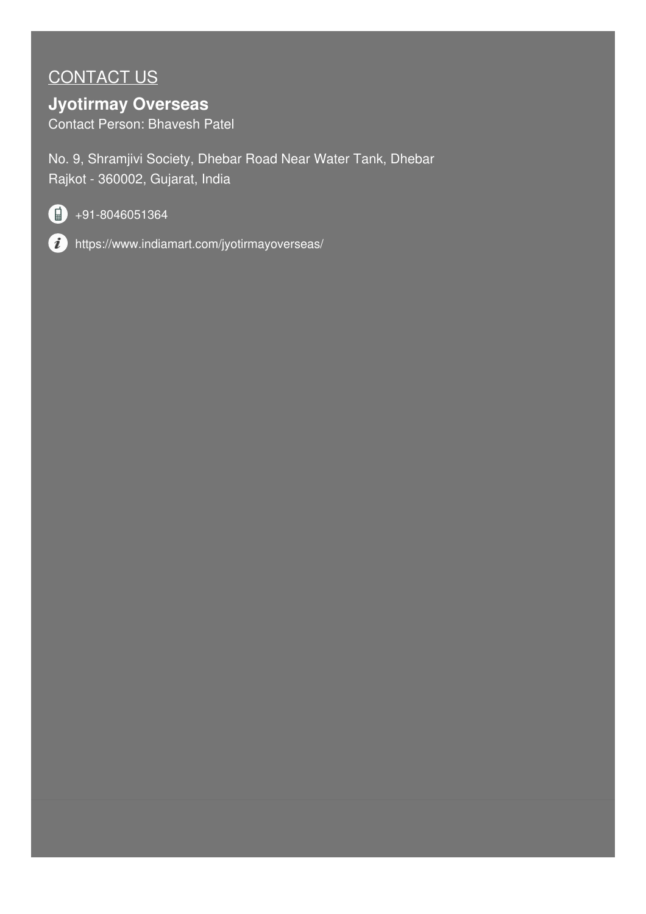## CONTACT US

### Jyotirmay Overseas

Contact Person: Bhavesh Patel

No. 9, Shramjivi Society, Dhebar Road Near Water Tank, Dhebar
Rajkot - 360002, Gujarat, India

+91-8046051364

https://www.indiamart.com/jyotirmayoverseas/